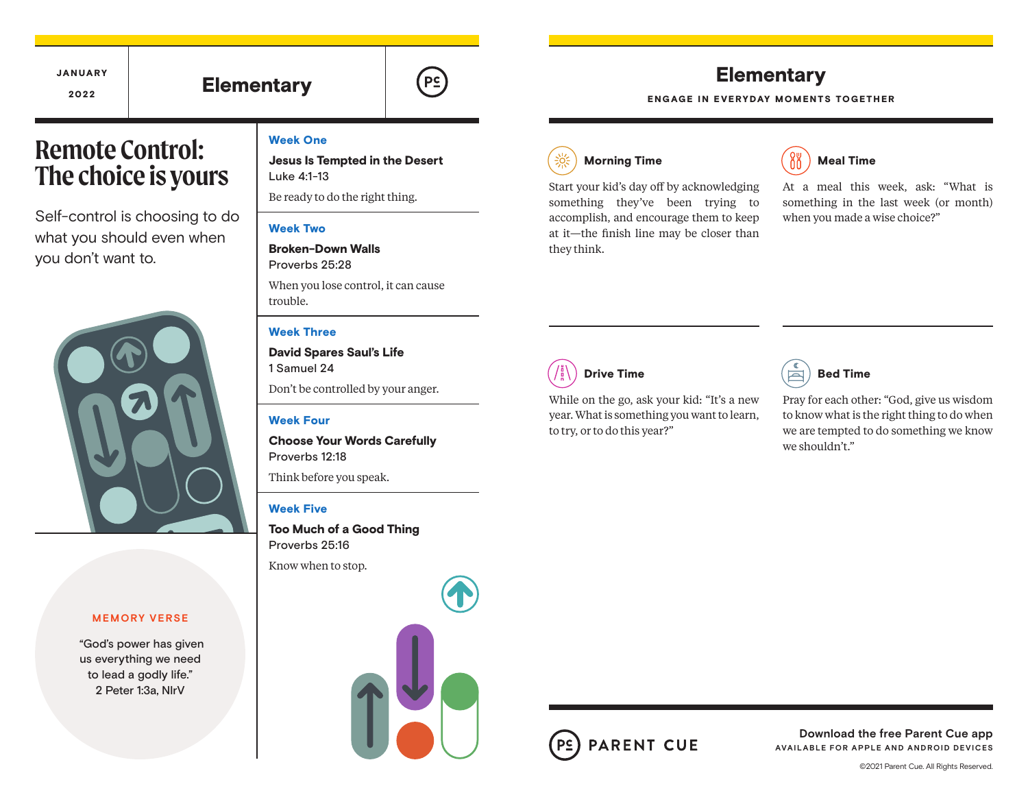JANUARY 2022

# Elementary

# Remote Control: The choice is yours

Self-control is choosing to do what you should even when you don't want to.

**MEMORY VERSE**

"God's power has given us everything we need to lead a godly life."
2 Peter 1:3a, NIrV

### Week One

**Jesus Is Tempted in the Desert**
Luke 4:1-13

Be ready to do the right thing.

### Week Two

**Broken-Down Walls**
Proverbs 25:28

When you lose control, it can cause trouble.

### Week Three

**David Spares Saul's Life**
1 Samuel 24

Don't be controlled by your anger.

### Week Four

**Choose Your Words Carefully**
Proverbs 12:18

Think before you speak.

### Week Five

**Too Much of a Good Thing**
Proverbs 25:16

Know when to stop.

# Elementary

**ENGAGE IN EVERYDAY MOMENTS TOGETHER**

### Morning Time

Start your kid's day off by acknowledging something they've been trying to accomplish, and encourage them to keep at it—the finish line may be closer than they think.

### Meal Time

At a meal this week, ask: "What is something in the last week (or month) when you made a wise choice?"

### Drive Time

While on the go, ask your kid: "It's a new year. What is something you want to learn, to try, or to do this year?"

### Bed Time

Pray for each other: "God, give us wisdom to know what is the right thing to do when we are tempted to do something we know we shouldn't."

PARENT CUE

**Download the free Parent Cue app**
AVAILABLE FOR APPLE AND ANDROID DEVICES

©2021 Parent Cue. All Rights Reserved.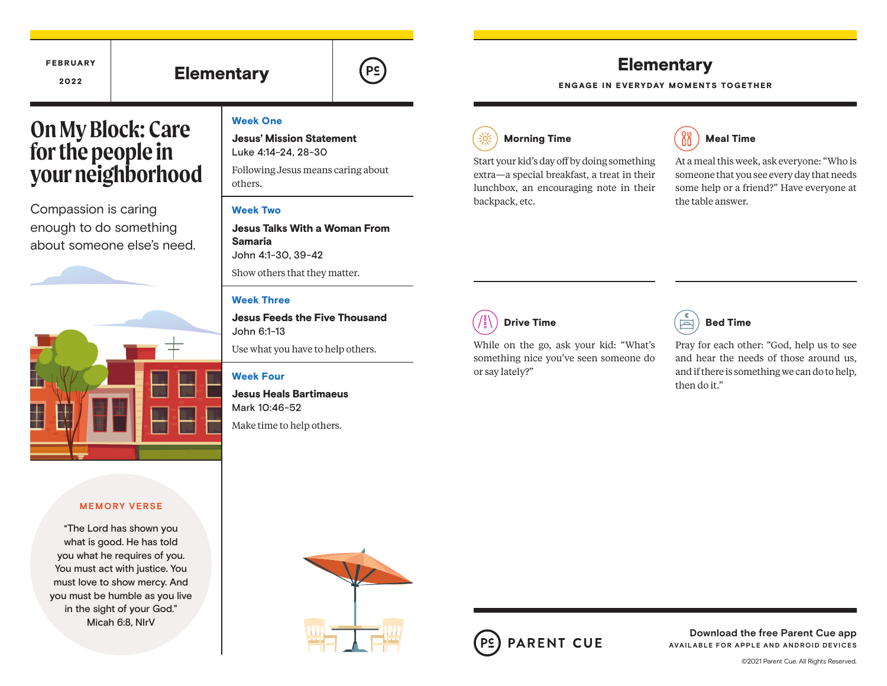FEBRUARY 2022

# Elementary

## On My Block: Care for the people in your neighborhood

Compassion is caring enough to do something about someone else's need.

### Week One

**Jesus' Mission Statement**
Luke 4:14-24, 28-30

Following Jesus means caring about others.

### Week Two

**Jesus Talks With a Woman From Samaria**
John 4:1-30, 39-42

Show others that they matter.

### Week Three

**Jesus Feeds the Five Thousand**
John 6:1-13

Use what you have to help others.

### Week Four

**Jesus Heals Bartimaeus**
Mark 10:46-52

Make time to help others.

**MEMORY VERSE**

"The Lord has shown you what is good. He has told you what he requires of you. You must act with justice. You must love to show mercy. And you must be humble as you live in the sight of your God."
Micah 6:8, NIrV

# Elementary

**ENGAGE IN EVERYDAY MOMENTS TOGETHER**

### Morning Time

Start your kid's day off by doing something extra—a special breakfast, a treat in their lunchbox, an encouraging note in their backpack, etc.

### Meal Time

At a meal this week, ask everyone: "Who is someone that you see every day that needs some help or a friend?" Have everyone at the table answer.

### Drive Time

While on the go, ask your kid: "What's something nice you've seen someone do or say lately?"

### Bed Time

Pray for each other: "God, help us to see and hear the needs of those around us, and if there is something we can do to help, then do it."

PARENT CUE

**Download the free Parent Cue app**
AVAILABLE FOR APPLE AND ANDROID DEVICES

©2021 Parent Cue. All Rights Reserved.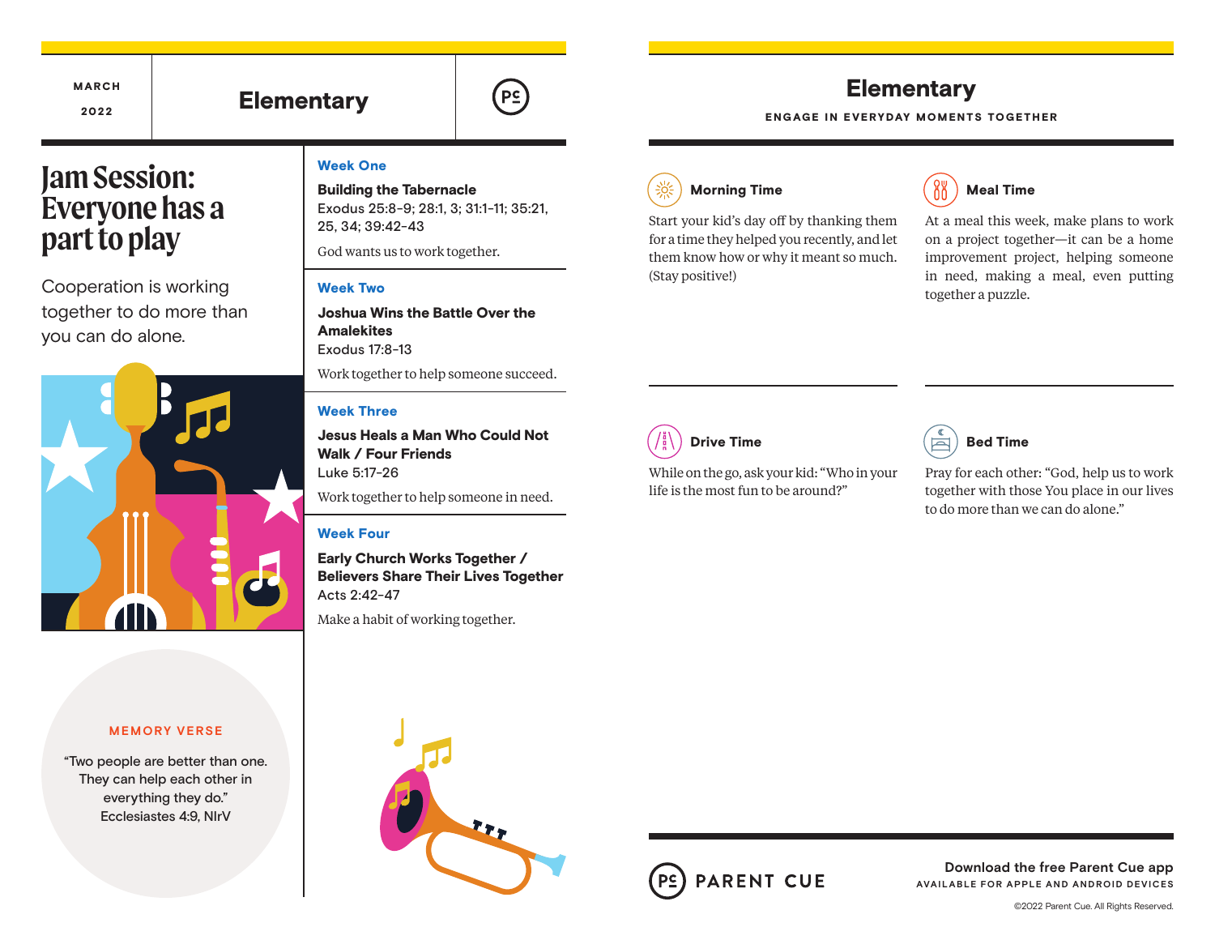MARCH
2022

# Elementary

## Jam Session: Everyone has a part to play

Cooperation is working together to do more than you can do alone.

### Week One

**Building the Tabernacle**
Exodus 25:8-9; 28:1, 3; 31:1-11; 35:21, 25, 34; 39:42-43

God wants us to work together.

### Week Two

**Joshua Wins the Battle Over the Amalekites**
Exodus 17:8-13

Work together to help someone succeed.

### Week Three

**Jesus Heals a Man Who Could Not Walk / Four Friends**
Luke 5:17-26

Work together to help someone in need.

### Week Four

**Early Church Works Together / Believers Share Their Lives Together**
Acts 2:42-47

Make a habit of working together.

MEMORY VERSE

"Two people are better than one. They can help each other in everything they do."
Ecclesiastes 4:9, NIrV

# Elementary

ENGAGE IN EVERYDAY MOMENTS TOGETHER

### Morning Time

Start your kid's day off by thanking them for a time they helped you recently, and let them know how or why it meant so much. (Stay positive!)

### Meal Time

At a meal this week, make plans to work on a project together—it can be a home improvement project, helping someone in need, making a meal, even putting together a puzzle.

### Drive Time

While on the go, ask your kid: "Who in your life is the most fun to be around?"

### Bed Time

Pray for each other: "God, help us to work together with those You place in our lives to do more than we can do alone."

PARENT CUE

Download the free Parent Cue app
AVAILABLE FOR APPLE AND ANDROID DEVICES

©2022 Parent Cue. All Rights Reserved.